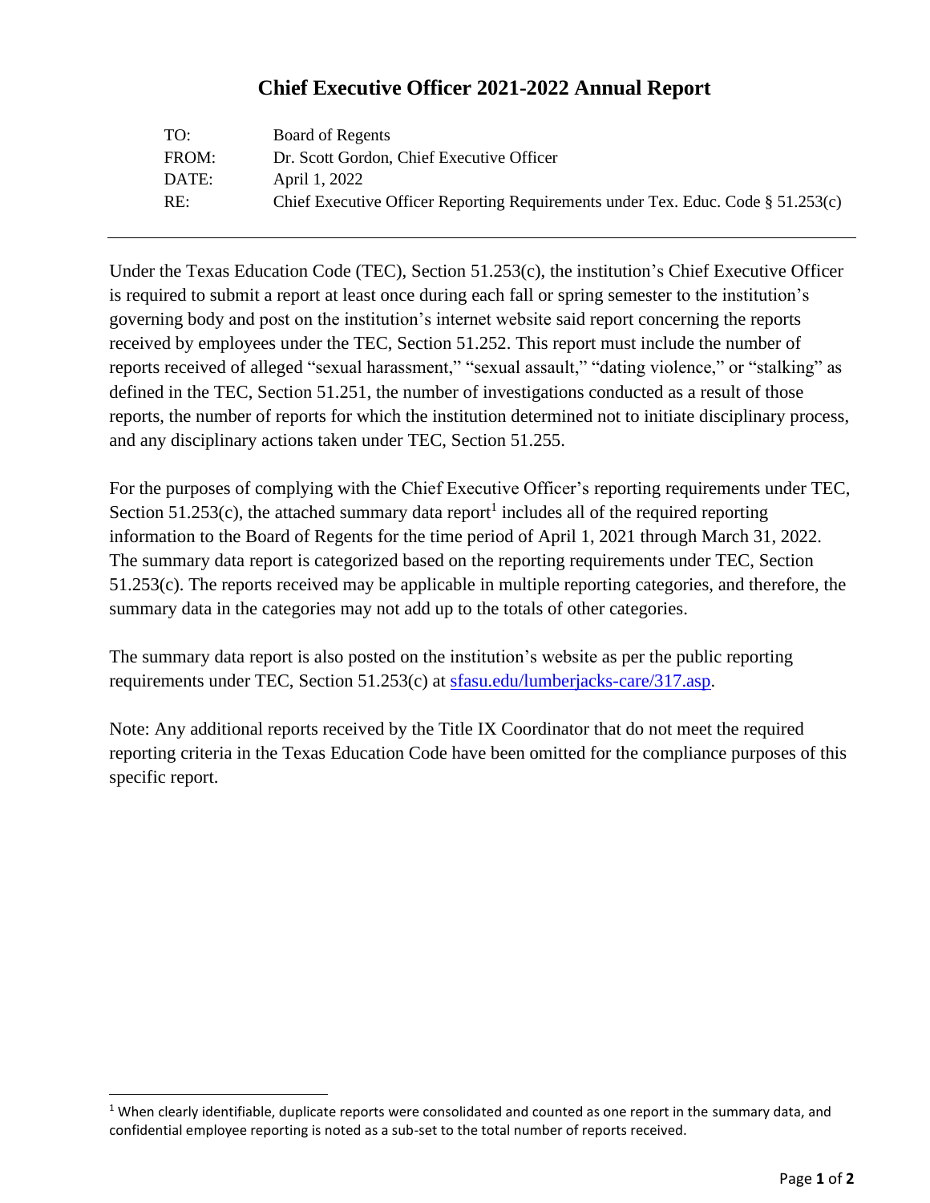# Chief Executive Officer 2021-2022 Annual Report

| | |
|---|---|
| TO: | Board of Regents |
| FROM: | Dr. Scott Gordon, Chief Executive Officer |
| DATE: | April 1, 2022 |
| RE: | Chief Executive Officer Reporting Requirements under Tex. Educ. Code § 51.253(c) |

---

Under the Texas Education Code (TEC), Section 51.253(c), the institution's Chief Executive Officer is required to submit a report at least once during each fall or spring semester to the institution's governing body and post on the institution's internet website said report concerning the reports received by employees under the TEC, Section 51.252. This report must include the number of reports received of alleged "sexual harassment," "sexual assault," "dating violence," or "stalking" as defined in the TEC, Section 51.251, the number of investigations conducted as a result of those reports, the number of reports for which the institution determined not to initiate disciplinary process, and any disciplinary actions taken under TEC, Section 51.255.

For the purposes of complying with the Chief Executive Officer's reporting requirements under TEC, Section 51.253(c), the attached summary data report[1] includes all of the required reporting information to the Board of Regents for the time period of April 1, 2021 through March 31, 2022. The summary data report is categorized based on the reporting requirements under TEC, Section 51.253(c). The reports received may be applicable in multiple reporting categories, and therefore, the summary data in the categories may not add up to the totals of other categories.

The summary data report is also posted on the institution's website as per the public reporting requirements under TEC, Section 51.253(c) at sfasu.edu/lumberjacks-care/317.asp.

Note: Any additional reports received by the Title IX Coordinator that do not meet the required reporting criteria in the Texas Education Code have been omitted for the compliance purposes of this specific report.

---

[1] When clearly identifiable, duplicate reports were consolidated and counted as one report in the summary data, and confidential employee reporting is noted as a sub-set to the total number of reports received.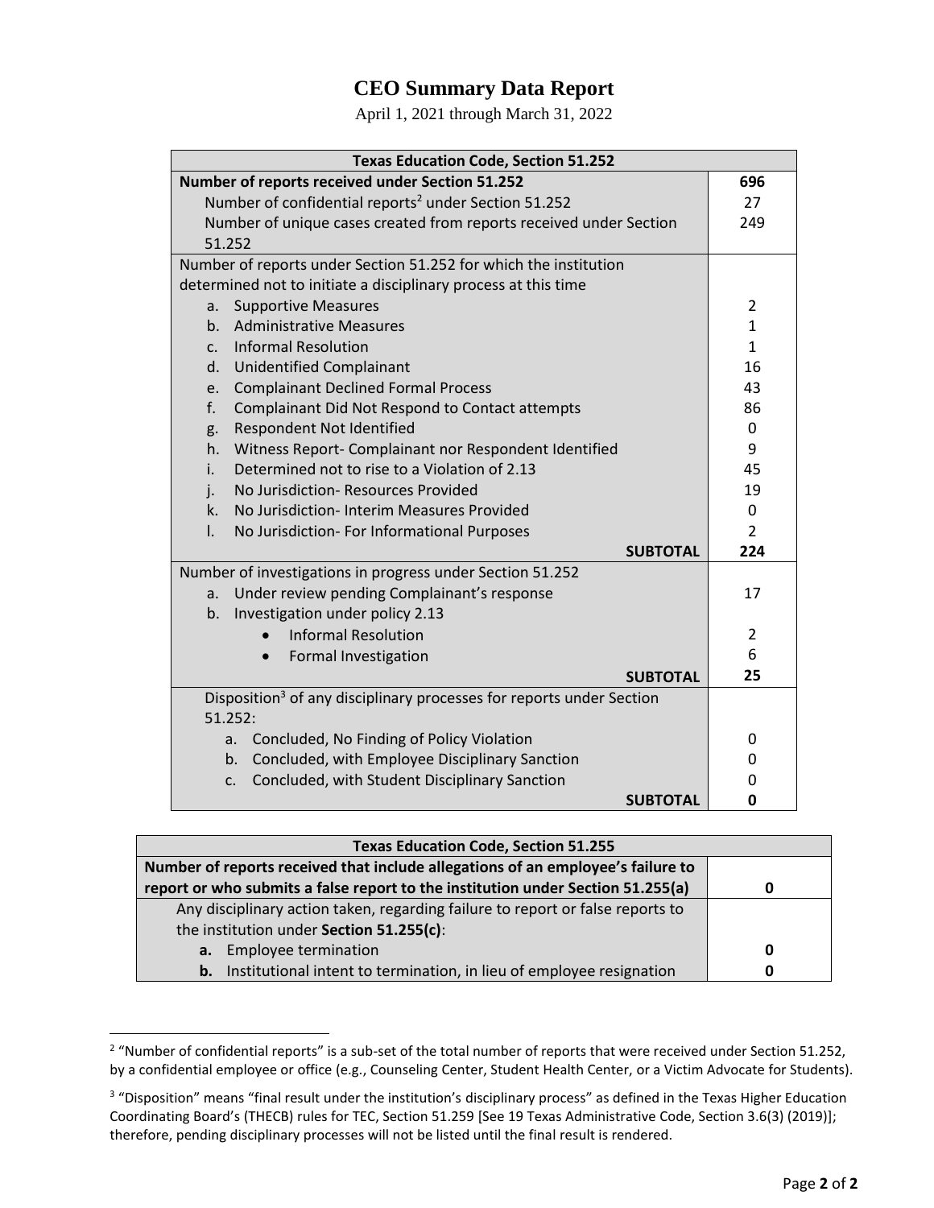# CEO Summary Data Report

April 1, 2021 through March 31, 2022

| Texas Education Code, Section 51.252 | |
|---|---|
| **Number of reports received under Section 51.252** | **696** |
| Number of confidential reports[2] under Section 51.252 | 27 |
| Number of unique cases created from reports received under Section 51.252 | 249 |
| Number of reports under Section 51.252 for which the institution determined not to initiate a disciplinary process at this time | |
| a. Supportive Measures | 2 |
| b. Administrative Measures | 1 |
| c. Informal Resolution | 1 |
| d. Unidentified Complainant | 16 |
| e. Complainant Declined Formal Process | 43 |
| f. Complainant Did Not Respond to Contact attempts | 86 |
| g. Respondent Not Identified | 0 |
| h. Witness Report- Complainant nor Respondent Identified | 9 |
| i. Determined not to rise to a Violation of 2.13 | 45 |
| j. No Jurisdiction- Resources Provided | 19 |
| k. No Jurisdiction- Interim Measures Provided | 0 |
| l. No Jurisdiction- For Informational Purposes | 2 |
| **SUBTOTAL** | **224** |
| Number of investigations in progress under Section 51.252 | |
| a. Under review pending Complainant's response | 17 |
| b. Investigation under policy 2.13 | |
| • Informal Resolution | 2 |
| • Formal Investigation | 6 |
| **SUBTOTAL** | **25** |
| Disposition[3] of any disciplinary processes for reports under Section 51.252: | |
| a. Concluded, No Finding of Policy Violation | 0 |
| b. Concluded, with Employee Disciplinary Sanction | 0 |
| c. Concluded, with Student Disciplinary Sanction | 0 |
| **SUBTOTAL** | **0** |

| Texas Education Code, Section 51.255 | |
|---|---|
| **Number of reports received that include allegations of an employee's failure to report or who submits a false report to the institution under Section 51.255(a)** | **0** |
| Any disciplinary action taken, regarding failure to report or false reports to the institution under **Section 51.255(c)**: | |
| **a.** Employee termination | **0** |
| **b.** Institutional intent to termination, in lieu of employee resignation | **0** |

[2] "Number of confidential reports" is a sub-set of the total number of reports that were received under Section 51.252, by a confidential employee or office (e.g., Counseling Center, Student Health Center, or a Victim Advocate for Students).

[3] "Disposition" means "final result under the institution's disciplinary process" as defined in the Texas Higher Education Coordinating Board's (THECB) rules for TEC, Section 51.259 [See 19 Texas Administrative Code, Section 3.6(3) (2019)]; therefore, pending disciplinary processes will not be listed until the final result is rendered.